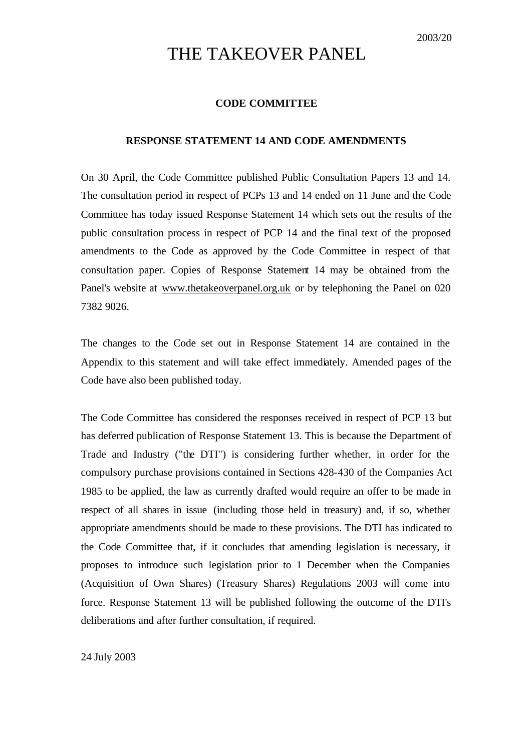2003/20

# THE TAKEOVER PANEL

## CODE COMMITTEE

### RESPONSE STATEMENT 14 AND CODE AMENDMENTS

On 30 April, the Code Committee published Public Consultation Papers 13 and 14. The consultation period in respect of PCPs 13 and 14 ended on 11 June and the Code Committee has today issued Response Statement 14 which sets out the results of the public consultation process in respect of PCP 14 and the final text of the proposed amendments to the Code as approved by the Code Committee in respect of that consultation paper. Copies of Response Statement 14 may be obtained from the Panel's website at www.thetakeoverpanel.org.uk or by telephoning the Panel on 020 7382 9026.

The changes to the Code set out in Response Statement 14 are contained in the Appendix to this statement and will take effect immediately. Amended pages of the Code have also been published today.

The Code Committee has considered the responses received in respect of PCP 13 but has deferred publication of Response Statement 13. This is because the Department of Trade and Industry ("the DTI") is considering further whether, in order for the compulsory purchase provisions contained in Sections 428-430 of the Companies Act 1985 to be applied, the law as currently drafted would require an offer to be made in respect of all shares in issue (including those held in treasury) and, if so, whether appropriate amendments should be made to these provisions. The DTI has indicated to the Code Committee that, if it concludes that amending legislation is necessary, it proposes to introduce such legislation prior to 1 December when the Companies (Acquisition of Own Shares) (Treasury Shares) Regulations 2003 will come into force. Response Statement 13 will be published following the outcome of the DTI's deliberations and after further consultation, if required.

24 July 2003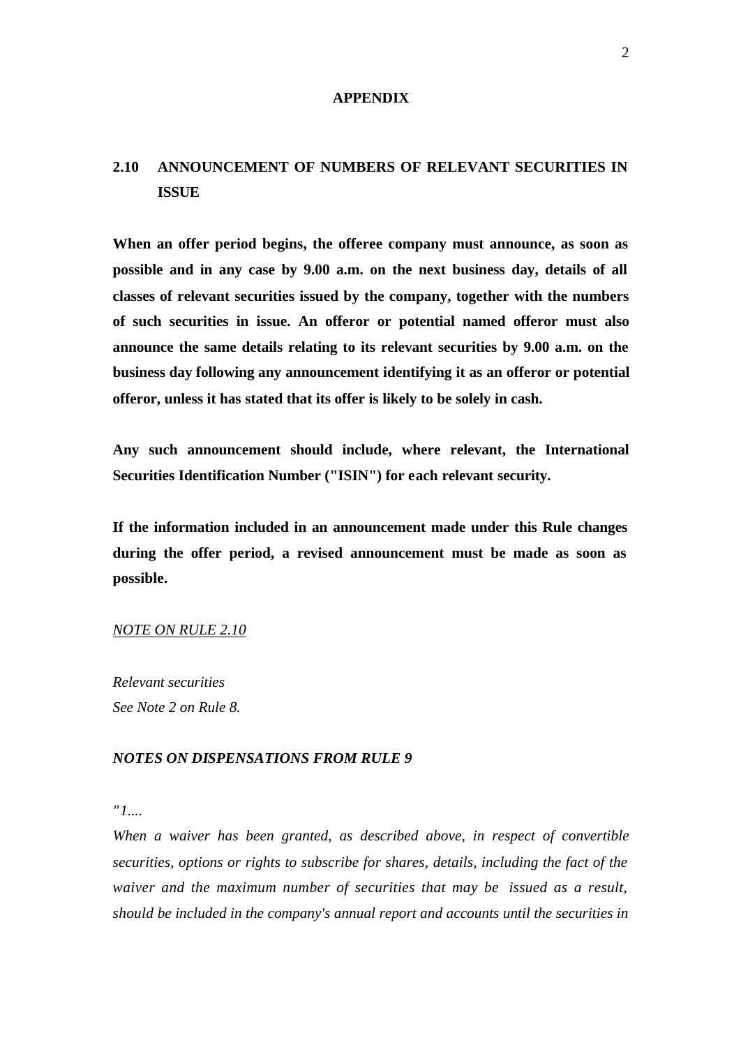## APPENDIX

### 2.10 ANNOUNCEMENT OF NUMBERS OF RELEVANT SECURITIES IN ISSUE

**When an offer period begins, the offeree company must announce, as soon as possible and in any case by 9.00 a.m. on the next business day, details of all classes of relevant securities issued by the company, together with the numbers of such securities in issue. An offeror or potential named offeror must also announce the same details relating to its relevant securities by 9.00 a.m. on the business day following any announcement identifying it as an offeror or potential offeror, unless it has stated that its offer is likely to be solely in cash.**

**Any such announcement should include, where relevant, the International Securities Identification Number ("ISIN") for each relevant security.**

**If the information included in an announcement made under this Rule changes during the offer period, a revised announcement must be made as soon as possible.**

*<u>NOTE ON RULE 2.10</u>*

*Relevant securities*
*See Note 2 on Rule 8.*

***NOTES ON DISPENSATIONS FROM RULE 9***

*"1....*
*When a waiver has been granted, as described above, in respect of convertible securities, options or rights to subscribe for shares, details, including the fact of the waiver and the maximum number of securities that may be issued as a result, should be included in the company's annual report and accounts until the securities in*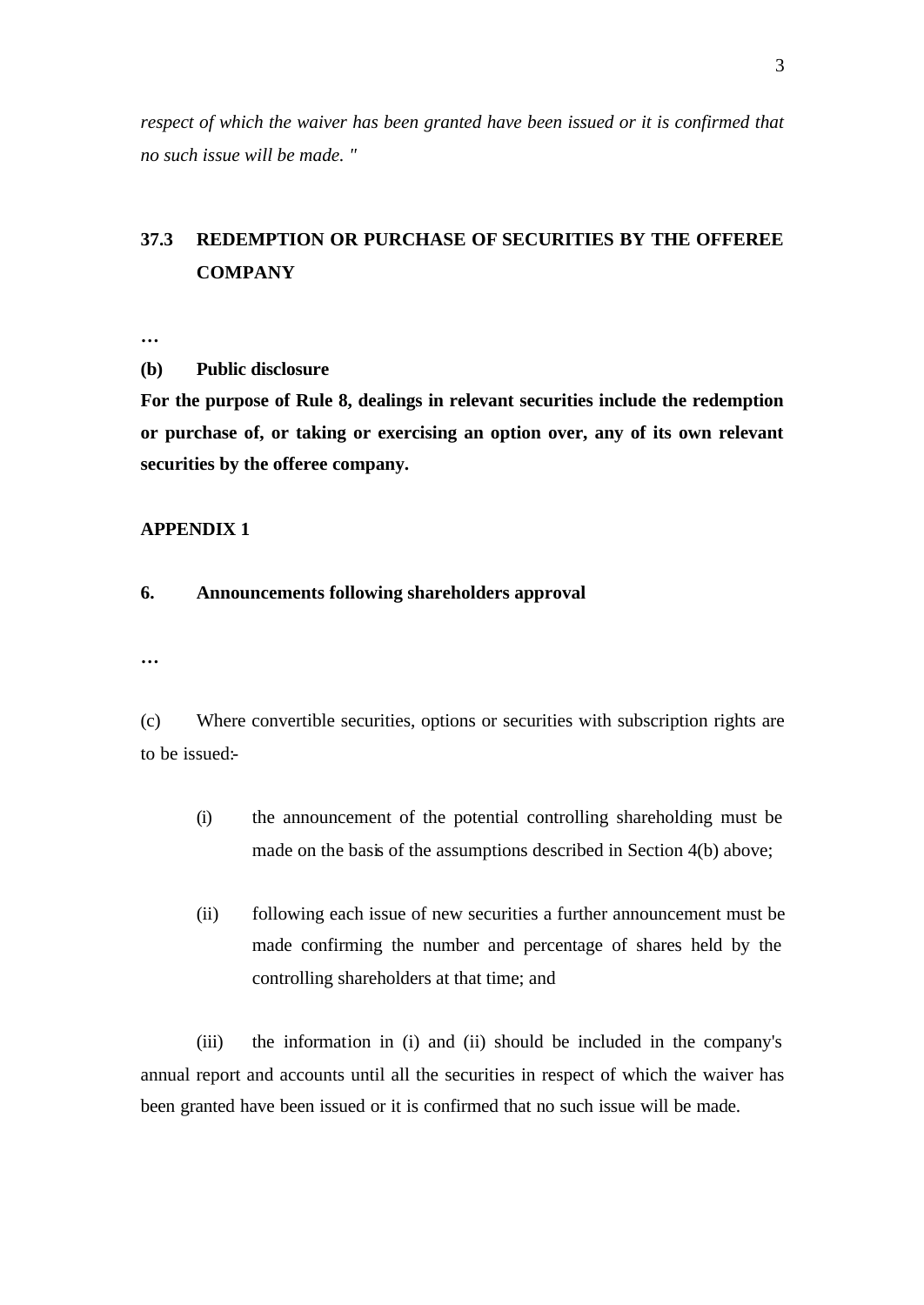*respect of which the waiver has been granted have been issued or it is confirmed that no such issue will be made. "*

## 37.3 REDEMPTION OR PURCHASE OF SECURITIES BY THE OFFEREE COMPANY

…

**(b) Public disclosure**

**For the purpose of Rule 8, dealings in relevant securities include the redemption or purchase of, or taking or exercising an option over, any of its own relevant securities by the offeree company.**

## APPENDIX 1

### 6. Announcements following shareholders approval

…

(c) Where convertible securities, options or securities with subscription rights are to be issued:-

(i) the announcement of the potential controlling shareholding must be made on the basis of the assumptions described in Section 4(b) above;

(ii) following each issue of new securities a further announcement must be made confirming the number and percentage of shares held by the controlling shareholders at that time; and

(iii) the information in (i) and (ii) should be included in the company's annual report and accounts until all the securities in respect of which the waiver has been granted have been issued or it is confirmed that no such issue will be made.